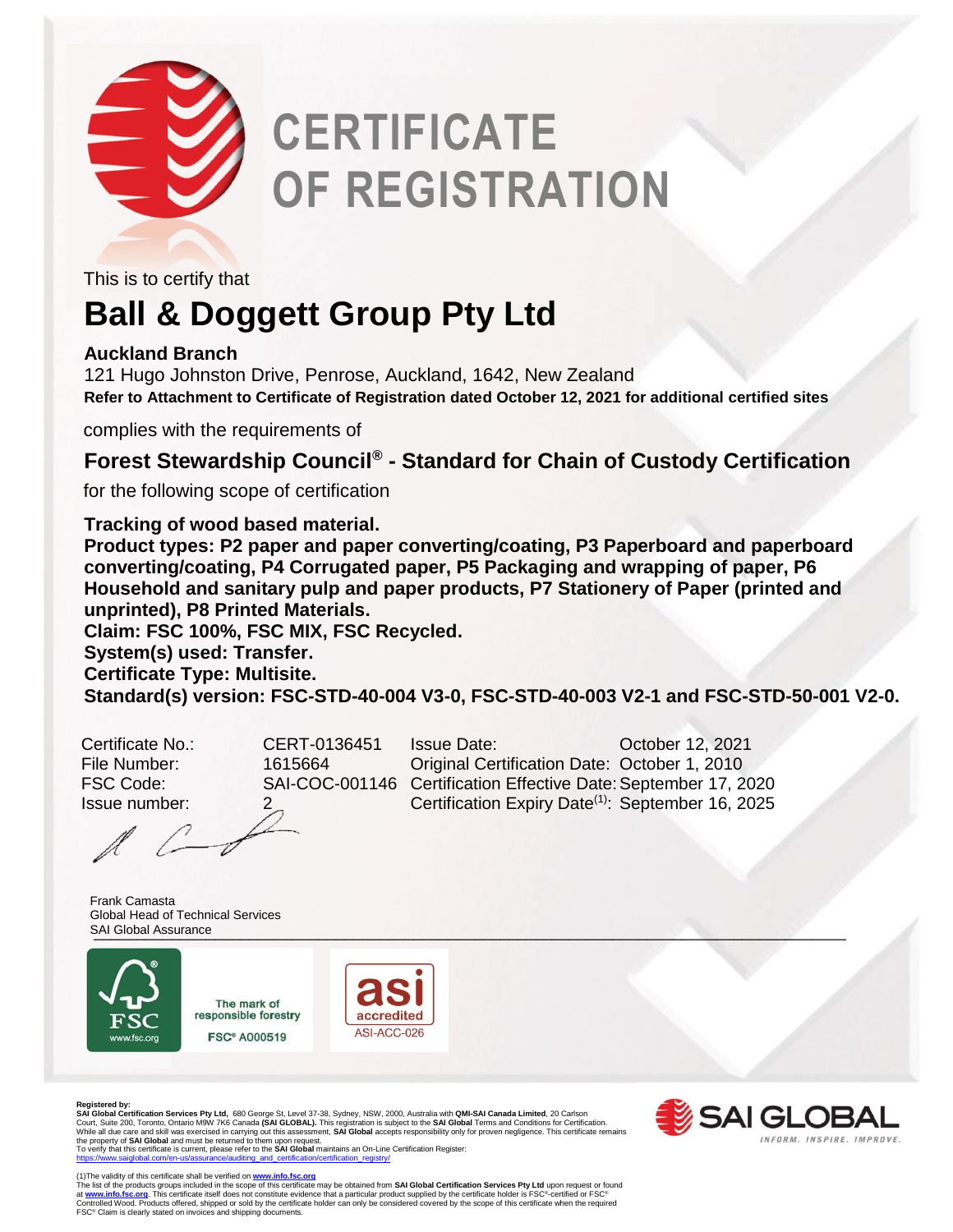# CERTIFICATE OF REGISTRATION

This is to certify that

## Ball & Doggett Group Pty Ltd

**Auckland Branch**
121 Hugo Johnston Drive, Penrose, Auckland, 1642, New Zealand
**Refer to Attachment to Certificate of Registration dated October 12, 2021 for additional certified sites**

complies with the requirements of

### Forest Stewardship Council® - Standard for Chain of Custody Certification

for the following scope of certification

**Tracking of wood based material.**
**Product types: P2 paper and paper converting/coating, P3 Paperboard and paperboard converting/coating, P4 Corrugated paper, P5 Packaging and wrapping of paper, P6 Household and sanitary pulp and paper products, P7 Stationery of Paper (printed and unprinted), P8 Printed Materials.**
**Claim: FSC 100%, FSC MIX, FSC Recycled.**
**System(s) used: Transfer.**
**Certificate Type: Multisite.**
**Standard(s) version: FSC-STD-40-004 V3-0, FSC-STD-40-003 V2-1 and FSC-STD-50-001 V2-0.**

| | | | |
|---|---|---|---|
| Certificate No.: | CERT-0136451 | Issue Date: | October 12, 2021 |
| File Number: | 1615664 | Original Certification Date: | October 1, 2010 |
| FSC Code: | SAI-COC-001146 | Certification Effective Date: | September 17, 2020 |
| Issue number: | 2 | Certification Expiry Date[(1)]: | September 16, 2025 |

Frank Camasta
Global Head of Technical Services
SAI Global Assurance

FSC www.fsc.org — The mark of responsible forestry — FSC® A000519

asi accredited ASI-ACC-026

SAI GLOBAL — INFORM. INSPIRE. IMPROVE.

**Registered by:**
**SAI Global Certification Services Pty Ltd,** 680 George St, Level 37-38, Sydney, NSW, 2000, Australia with **QMI-SAI Canada Limited**, 20 Carlson Court, Suite 200, Toronto, Ontario M9W 7K6 Canada **(SAI GLOBAL).** This registration is subject to the **SAI Global** Terms and Conditions for Certification. While all due care and skill was exercised in carrying out this assessment, **SAI Global** accepts responsibility only for proven negligence. This certificate remains the property of **SAI Global** and must be returned to them upon request.
To verify that this certificate is current, please refer to the **SAI Global** maintains an On-Line Certification Register: https://www.saiglobal.com/en-us/assurance/auditing_and_certification/certification_registry/

(1)The validity of this certificate shall be verified on **www.info.fsc.org**
The list of the products groups included in the scope of this certificate may be obtained from **SAI Global Certification Services Pty Ltd** upon request or found at **www.info.fsc.org**. This certificate itself does not constitute evidence that a particular product supplied by the certificate holder is FSC®-certified or FSC® Controlled Wood. Products offered, shipped or sold by the certificate holder can only be considered covered by the scope of this certificate when the required FSC® Claim is clearly stated on invoices and shipping documents.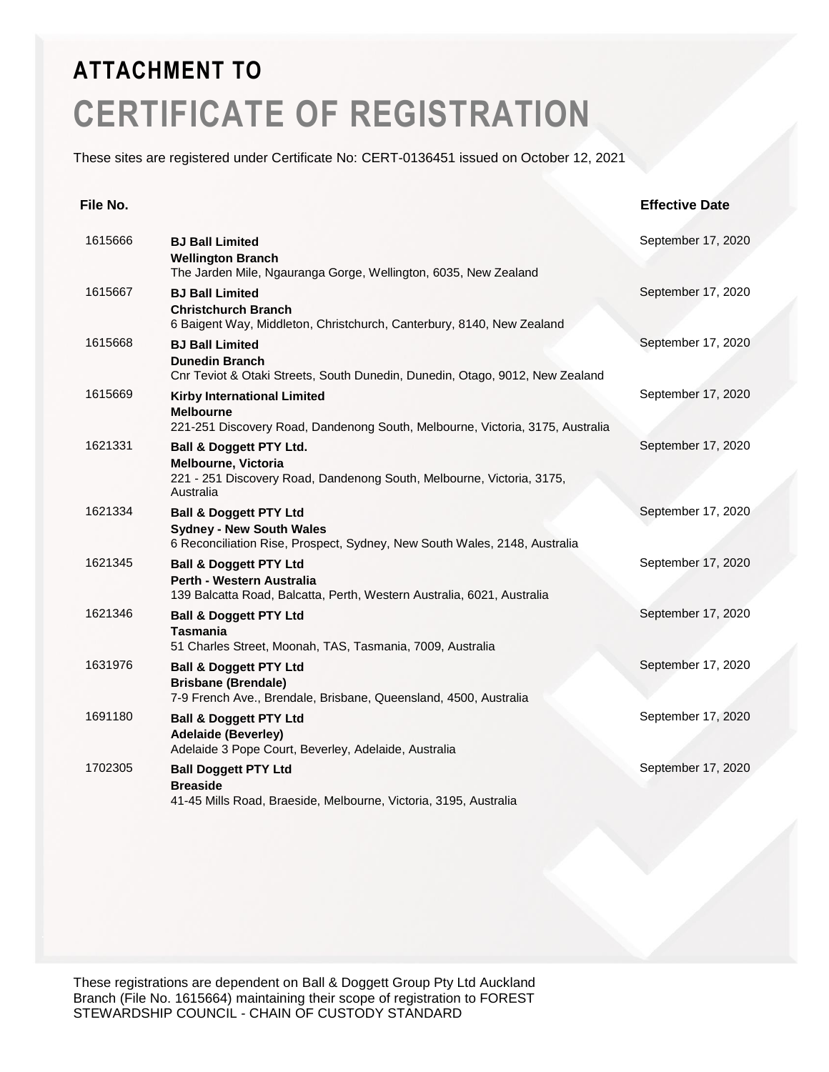# ATTACHMENT TO

# CERTIFICATE OF REGISTRATION

These sites are registered under Certificate No: CERT-0136451 issued on October 12, 2021

| File No. | | Effective Date |
|---|---|---|
| 1615666 | **BJ Ball Limited**<br>**Wellington Branch**<br>The Jarden Mile, Ngauranga Gorge, Wellington, 6035, New Zealand | September 17, 2020 |
| 1615667 | **BJ Ball Limited**<br>**Christchurch Branch**<br>6 Baigent Way, Middleton, Christchurch, Canterbury, 8140, New Zealand | September 17, 2020 |
| 1615668 | **BJ Ball Limited**<br>**Dunedin Branch**<br>Cnr Teviot & Otaki Streets, South Dunedin, Dunedin, Otago, 9012, New Zealand | September 17, 2020 |
| 1615669 | **Kirby International Limited**<br>**Melbourne**<br>221-251 Discovery Road, Dandenong South, Melbourne, Victoria, 3175, Australia | September 17, 2020 |
| 1621331 | **Ball & Doggett PTY Ltd.**<br>**Melbourne, Victoria**<br>221 - 251 Discovery Road, Dandenong South, Melbourne, Victoria, 3175, Australia | September 17, 2020 |
| 1621334 | **Ball & Doggett PTY Ltd**<br>**Sydney - New South Wales**<br>6 Reconciliation Rise, Prospect, Sydney, New South Wales, 2148, Australia | September 17, 2020 |
| 1621345 | **Ball & Doggett PTY Ltd**<br>**Perth - Western Australia**<br>139 Balcatta Road, Balcatta, Perth, Western Australia, 6021, Australia | September 17, 2020 |
| 1621346 | **Ball & Doggett PTY Ltd**<br>**Tasmania**<br>51 Charles Street, Moonah, TAS, Tasmania, 7009, Australia | September 17, 2020 |
| 1631976 | **Ball & Doggett PTY Ltd**<br>**Brisbane (Brendale)**<br>7-9 French Ave., Brendale, Brisbane, Queensland, 4500, Australia | September 17, 2020 |
| 1691180 | **Ball & Doggett PTY Ltd**<br>**Adelaide (Beverley)**<br>Adelaide 3 Pope Court, Beverley, Adelaide, Australia | September 17, 2020 |
| 1702305 | **Ball Doggett PTY Ltd**<br>**Breaside**<br>41-45 Mills Road, Braeside, Melbourne, Victoria, 3195, Australia | September 17, 2020 |

These registrations are dependent on Ball & Doggett Group Pty Ltd Auckland Branch (File No. 1615664) maintaining their scope of registration to FOREST STEWARDSHIP COUNCIL - CHAIN OF CUSTODY STANDARD